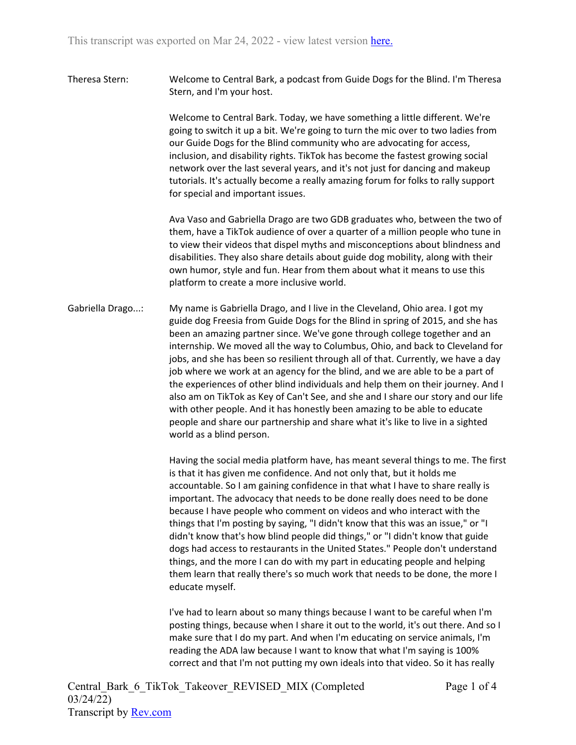This transcript was exported on Mar 24, 2022 - view latest version here.

**Theresa Stern:** Welcome to Central Bark, a podcast from Guide Dogs for the Blind. I'm Theresa Stern, and I'm your host.

Welcome to Central Bark. Today, we have something a little different. We're going to switch it up a bit. We're going to turn the mic over to two ladies from our Guide Dogs for the Blind community who are advocating for access, inclusion, and disability rights. TikTok has become the fastest growing social network over the last several years, and it's not just for dancing and makeup tutorials. It's actually become a really amazing forum for folks to rally support for special and important issues.

Ava Vaso and Gabriella Drago are two GDB graduates who, between the two of them, have a TikTok audience of over a quarter of a million people who tune in to view their videos that dispel myths and misconceptions about blindness and disabilities. They also share details about guide dog mobility, along with their own humor, style and fun. Hear from them about what it means to use this platform to create a more inclusive world.

**Gabriella Drago...:** My name is Gabriella Drago, and I live in the Cleveland, Ohio area. I got my guide dog Freesia from Guide Dogs for the Blind in spring of 2015, and she has been an amazing partner since. We've gone through college together and an internship. We moved all the way to Columbus, Ohio, and back to Cleveland for jobs, and she has been so resilient through all of that. Currently, we have a day job where we work at an agency for the blind, and we are able to be a part of the experiences of other blind individuals and help them on their journey. And I also am on TikTok as Key of Can't See, and she and I share our story and our life with other people. And it has honestly been amazing to be able to educate people and share our partnership and share what it's like to live in a sighted world as a blind person.

Having the social media platform have, has meant several things to me. The first is that it has given me confidence. And not only that, but it holds me accountable. So I am gaining confidence in that what I have to share really is important. The advocacy that needs to be done really does need to be done because I have people who comment on videos and who interact with the things that I'm posting by saying, "I didn't know that this was an issue," or "I didn't know that's how blind people did things," or "I didn't know that guide dogs had access to restaurants in the United States." People don't understand things, and the more I can do with my part in educating people and helping them learn that really there's so much work that needs to be done, the more I educate myself.

I've had to learn about so many things because I want to be careful when I'm posting things, because when I share it out to the world, it's out there. And so I make sure that I do my part. And when I'm educating on service animals, I'm reading the ADA law because I want to know that what I'm saying is 100% correct and that I'm not putting my own ideals into that video. So it has really

Central_Bark_6_TikTok_Takeover_REVISED_MIX (Completed 03/24/22)
Transcript by Rev.com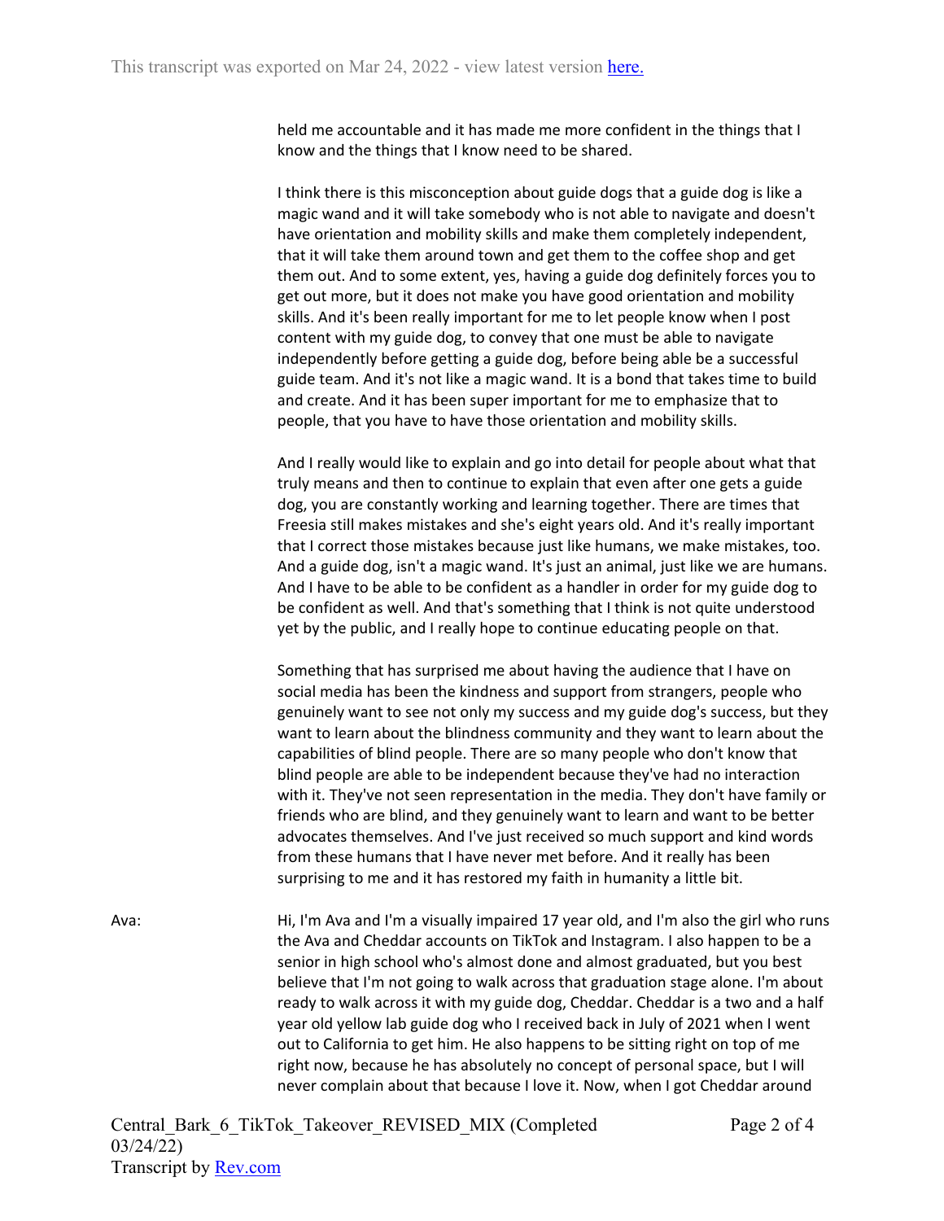held me accountable and it has made me more confident in the things that I know and the things that I know need to be shared.

I think there is this misconception about guide dogs that a guide dog is like a magic wand and it will take somebody who is not able to navigate and doesn't have orientation and mobility skills and make them completely independent, that it will take them around town and get them to the coffee shop and get them out. And to some extent, yes, having a guide dog definitely forces you to get out more, but it does not make you have good orientation and mobility skills. And it's been really important for me to let people know when I post content with my guide dog, to convey that one must be able to navigate independently before getting a guide dog, before being able be a successful guide team. And it's not like a magic wand. It is a bond that takes time to build and create. And it has been super important for me to emphasize that to people, that you have to have those orientation and mobility skills.

And I really would like to explain and go into detail for people about what that truly means and then to continue to explain that even after one gets a guide dog, you are constantly working and learning together. There are times that Freesia still makes mistakes and she's eight years old. And it's really important that I correct those mistakes because just like humans, we make mistakes, too. And a guide dog, isn't a magic wand. It's just an animal, just like we are humans. And I have to be able to be confident as a handler in order for my guide dog to be confident as well. And that's something that I think is not quite understood yet by the public, and I really hope to continue educating people on that.

Something that has surprised me about having the audience that I have on social media has been the kindness and support from strangers, people who genuinely want to see not only my success and my guide dog's success, but they want to learn about the blindness community and they want to learn about the capabilities of blind people. There are so many people who don't know that blind people are able to be independent because they've had no interaction with it. They've not seen representation in the media. They don't have family or friends who are blind, and they genuinely want to learn and want to be better advocates themselves. And I've just received so much support and kind words from these humans that I have never met before. And it really has been surprising to me and it has restored my faith in humanity a little bit.

Ava: Hi, I'm Ava and I'm a visually impaired 17 year old, and I'm also the girl who runs the Ava and Cheddar accounts on TikTok and Instagram. I also happen to be a senior in high school who's almost done and almost graduated, but you best believe that I'm not going to walk across that graduation stage alone. I'm about ready to walk across it with my guide dog, Cheddar. Cheddar is a two and a half year old yellow lab guide dog who I received back in July of 2021 when I went out to California to get him. He also happens to be sitting right on top of me right now, because he has absolutely no concept of personal space, but I will never complain about that because I love it. Now, when I got Cheddar around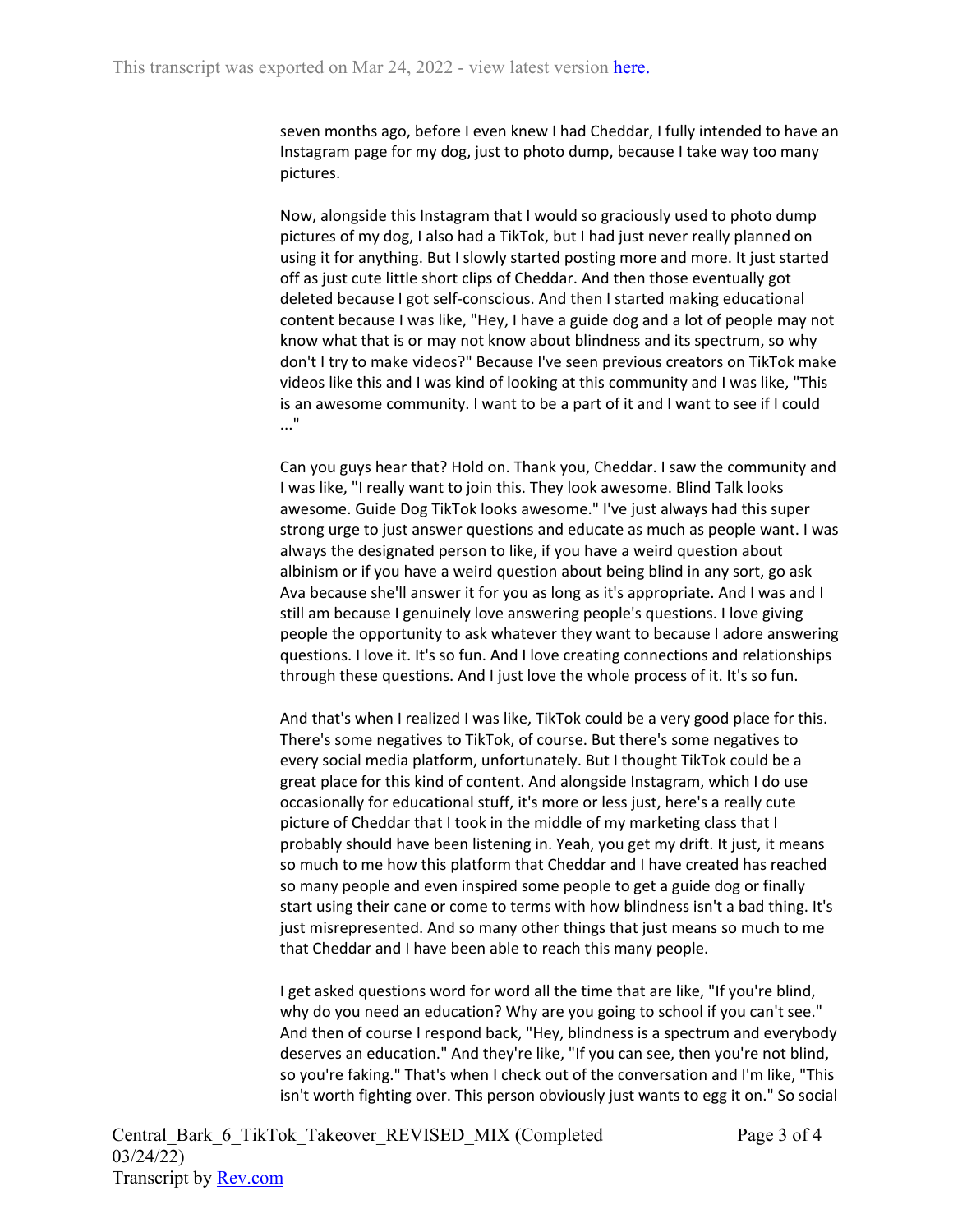seven months ago, before I even knew I had Cheddar, I fully intended to have an Instagram page for my dog, just to photo dump, because I take way too many pictures.

Now, alongside this Instagram that I would so graciously used to photo dump pictures of my dog, I also had a TikTok, but I had just never really planned on using it for anything. But I slowly started posting more and more. It just started off as just cute little short clips of Cheddar. And then those eventually got deleted because I got self-conscious. And then I started making educational content because I was like, "Hey, I have a guide dog and a lot of people may not know what that is or may not know about blindness and its spectrum, so why don't I try to make videos?" Because I've seen previous creators on TikTok make videos like this and I was kind of looking at this community and I was like, "This is an awesome community. I want to be a part of it and I want to see if I could ..."

Can you guys hear that? Hold on. Thank you, Cheddar. I saw the community and I was like, "I really want to join this. They look awesome. Blind Talk looks awesome. Guide Dog TikTok looks awesome." I've just always had this super strong urge to just answer questions and educate as much as people want. I was always the designated person to like, if you have a weird question about albinism or if you have a weird question about being blind in any sort, go ask Ava because she'll answer it for you as long as it's appropriate. And I was and I still am because I genuinely love answering people's questions. I love giving people the opportunity to ask whatever they want to because I adore answering questions. I love it. It's so fun. And I love creating connections and relationships through these questions. And I just love the whole process of it. It's so fun.

And that's when I realized I was like, TikTok could be a very good place for this. There's some negatives to TikTok, of course. But there's some negatives to every social media platform, unfortunately. But I thought TikTok could be a great place for this kind of content. And alongside Instagram, which I do use occasionally for educational stuff, it's more or less just, here's a really cute picture of Cheddar that I took in the middle of my marketing class that I probably should have been listening in. Yeah, you get my drift. It just, it means so much to me how this platform that Cheddar and I have created has reached so many people and even inspired some people to get a guide dog or finally start using their cane or come to terms with how blindness isn't a bad thing. It's just misrepresented. And so many other things that just means so much to me that Cheddar and I have been able to reach this many people.

I get asked questions word for word all the time that are like, "If you're blind, why do you need an education? Why are you going to school if you can't see." And then of course I respond back, "Hey, blindness is a spectrum and everybody deserves an education." And they're like, "If you can see, then you're not blind, so you're faking." That's when I check out of the conversation and I'm like, "This isn't worth fighting over. This person obviously just wants to egg it on." So social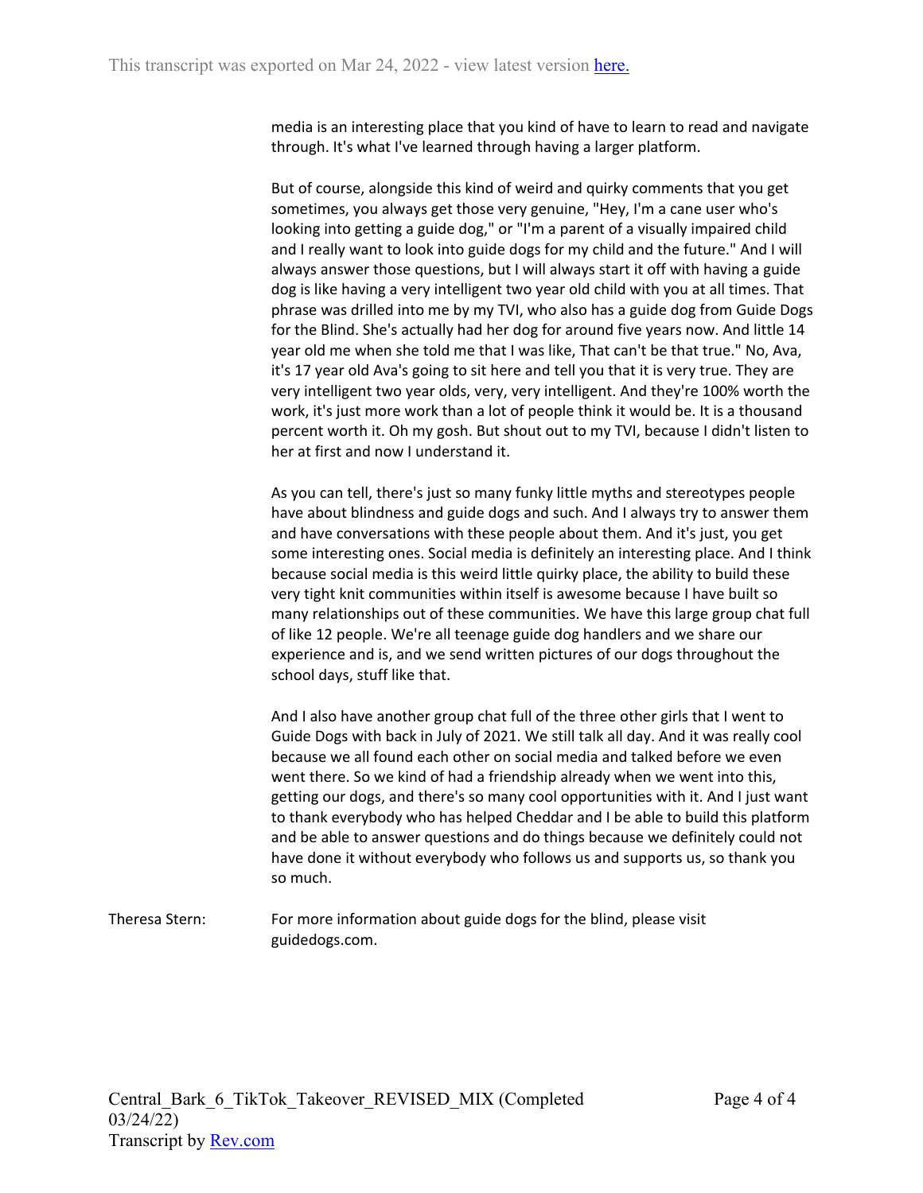media is an interesting place that you kind of have to learn to read and navigate through. It's what I've learned through having a larger platform.

But of course, alongside this kind of weird and quirky comments that you get sometimes, you always get those very genuine, "Hey, I'm a cane user who's looking into getting a guide dog," or "I'm a parent of a visually impaired child and I really want to look into guide dogs for my child and the future." And I will always answer those questions, but I will always start it off with having a guide dog is like having a very intelligent two year old child with you at all times. That phrase was drilled into me by my TVI, who also has a guide dog from Guide Dogs for the Blind. She's actually had her dog for around five years now. And little 14 year old me when she told me that I was like, That can't be that true." No, Ava, it's 17 year old Ava's going to sit here and tell you that it is very true. They are very intelligent two year olds, very, very intelligent. And they're 100% worth the work, it's just more work than a lot of people think it would be. It is a thousand percent worth it. Oh my gosh. But shout out to my TVI, because I didn't listen to her at first and now I understand it.

As you can tell, there's just so many funky little myths and stereotypes people have about blindness and guide dogs and such. And I always try to answer them and have conversations with these people about them. And it's just, you get some interesting ones. Social media is definitely an interesting place. And I think because social media is this weird little quirky place, the ability to build these very tight knit communities within itself is awesome because I have built so many relationships out of these communities. We have this large group chat full of like 12 people. We're all teenage guide dog handlers and we share our experience and is, and we send written pictures of our dogs throughout the school days, stuff like that.

And I also have another group chat full of the three other girls that I went to Guide Dogs with back in July of 2021. We still talk all day. And it was really cool because we all found each other on social media and talked before we even went there. So we kind of had a friendship already when we went into this, getting our dogs, and there's so many cool opportunities with it. And I just want to thank everybody who has helped Cheddar and I be able to build this platform and be able to answer questions and do things because we definitely could not have done it without everybody who follows us and supports us, so thank you so much.

Theresa Stern: For more information about guide dogs for the blind, please visit guidedogs.com.